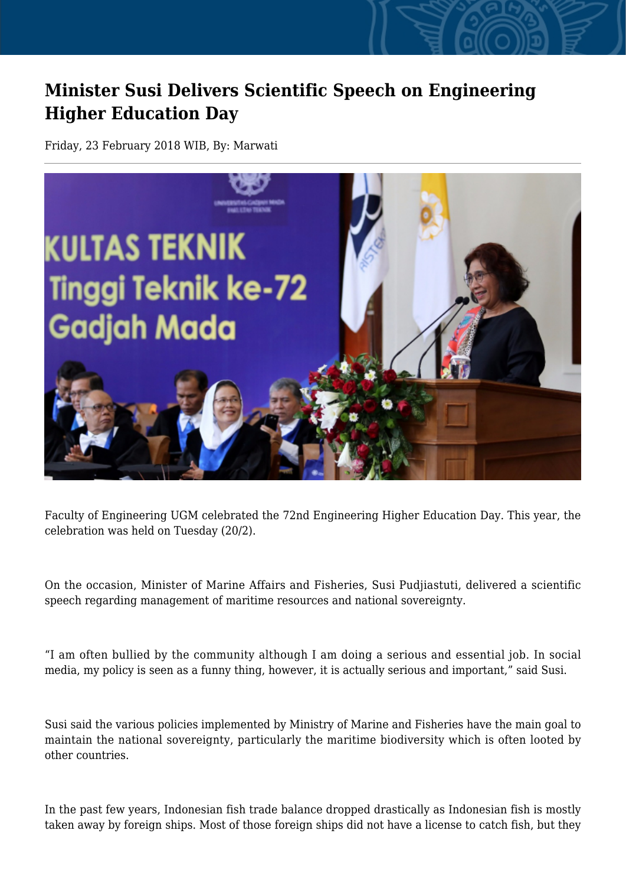# Minister Susi Delivers Scientific Speech on Engineering Higher Education Day

Friday, 23 February 2018 WIB, By: Marwati

Faculty of Engineering UGM celebrated the 72nd Engineering Higher Education Day. This year, the celebration was held on Tuesday (20/2).

On the occasion, Minister of Marine Affairs and Fisheries, Susi Pudjiastuti, delivered a scientific speech regarding management of maritime resources and national sovereignty.

“I am often bullied by the community although I am doing a serious and essential job. In social media, my policy is seen as a funny thing, however, it is actually serious and important,” said Susi.

Susi said the various policies implemented by Ministry of Marine and Fisheries have the main goal to maintain the national sovereignty, particularly the maritime biodiversity which is often looted by other countries.

In the past few years, Indonesian fish trade balance dropped drastically as Indonesian fish is mostly taken away by foreign ships. Most of those foreign ships did not have a license to catch fish, but they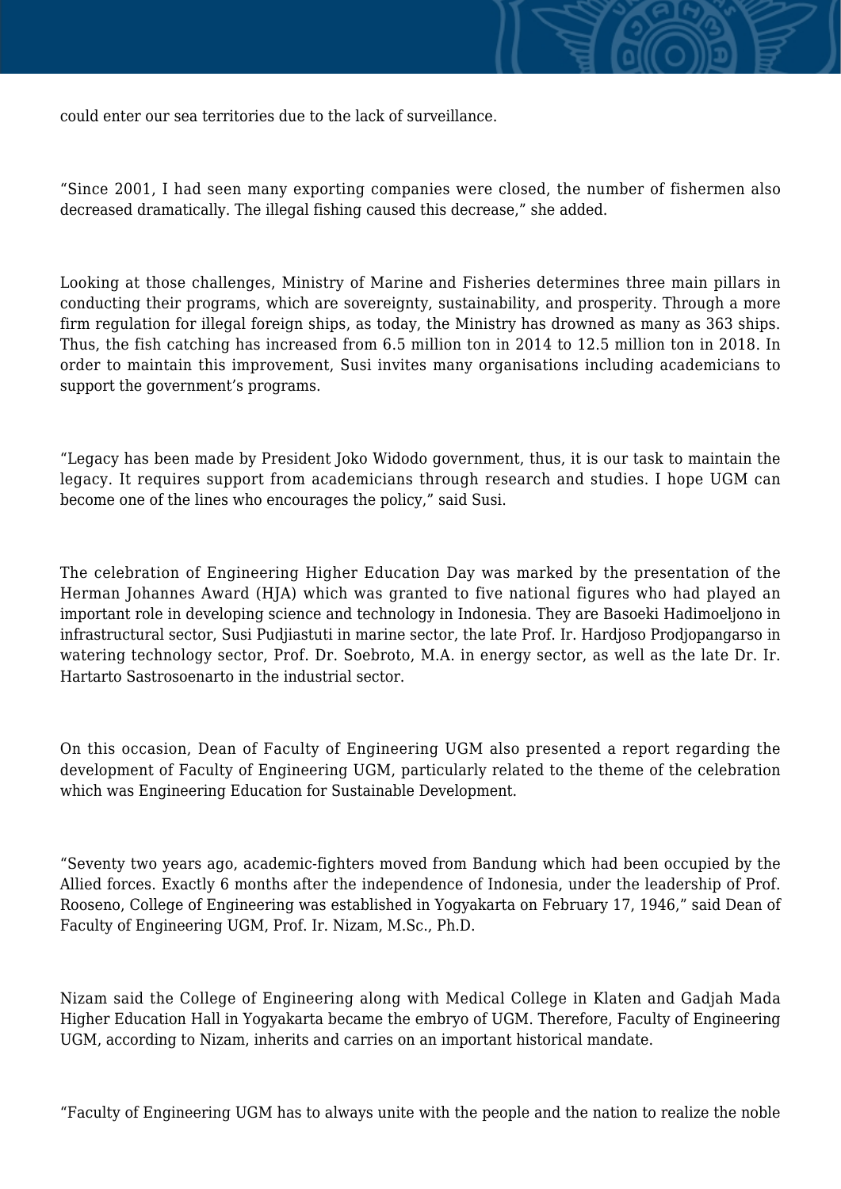could enter our sea territories due to the lack of surveillance.

“Since 2001, I had seen many exporting companies were closed, the number of fishermen also decreased dramatically. The illegal fishing caused this decrease,” she added.

Looking at those challenges, Ministry of Marine and Fisheries determines three main pillars in conducting their programs, which are sovereignty, sustainability, and prosperity. Through a more firm regulation for illegal foreign ships, as today, the Ministry has drowned as many as 363 ships. Thus, the fish catching has increased from 6.5 million ton in 2014 to 12.5 million ton in 2018. In order to maintain this improvement, Susi invites many organisations including academicians to support the government’s programs.

“Legacy has been made by President Joko Widodo government, thus, it is our task to maintain the legacy. It requires support from academicians through research and studies. I hope UGM can become one of the lines who encourages the policy,” said Susi.

The celebration of Engineering Higher Education Day was marked by the presentation of the Herman Johannes Award (HJA) which was granted to five national figures who had played an important role in developing science and technology in Indonesia. They are Basoeki Hadimoeljono in infrastructural sector, Susi Pudjiastuti in marine sector, the late Prof. Ir. Hardjoso Prodjopangarso in watering technology sector, Prof. Dr. Soebroto, M.A. in energy sector, as well as the late Dr. Ir. Hartarto Sastrosoenarto in the industrial sector.

On this occasion, Dean of Faculty of Engineering UGM also presented a report regarding the development of Faculty of Engineering UGM, particularly related to the theme of the celebration which was Engineering Education for Sustainable Development.

“Seventy two years ago, academic-fighters moved from Bandung which had been occupied by the Allied forces. Exactly 6 months after the independence of Indonesia, under the leadership of Prof. Rooseno, College of Engineering was established in Yogyakarta on February 17, 1946,” said Dean of Faculty of Engineering UGM, Prof. Ir. Nizam, M.Sc., Ph.D.

Nizam said the College of Engineering along with Medical College in Klaten and Gadjah Mada Higher Education Hall in Yogyakarta became the embryo of UGM. Therefore, Faculty of Engineering UGM, according to Nizam, inherits and carries on an important historical mandate.

“Faculty of Engineering UGM has to always unite with the people and the nation to realize the noble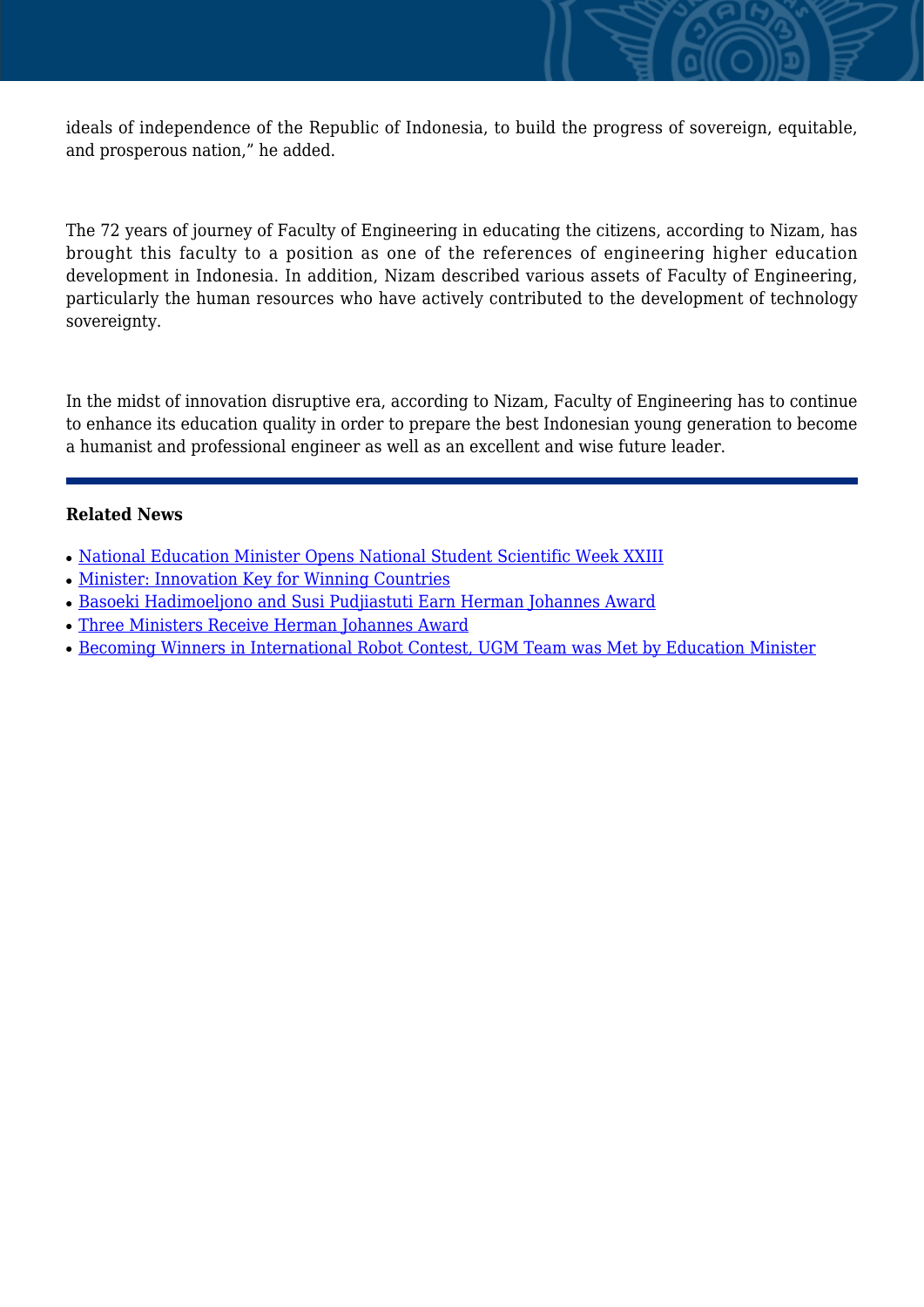ideals of independence of the Republic of Indonesia, to build the progress of sovereign, equitable, and prosperous nation," he added.

The 72 years of journey of Faculty of Engineering in educating the citizens, according to Nizam, has brought this faculty to a position as one of the references of engineering higher education development in Indonesia. In addition, Nizam described various assets of Faculty of Engineering, particularly the human resources who have actively contributed to the development of technology sovereignty.

In the midst of innovation disruptive era, according to Nizam, Faculty of Engineering has to continue to enhance its education quality in order to prepare the best Indonesian young generation to become a humanist and professional engineer as well as an excellent and wise future leader.

---

**Related News**

- National Education Minister Opens National Student Scientific Week XXIII
- Minister: Innovation Key for Winning Countries
- Basoeki Hadimoeljono and Susi Pudjiastuti Earn Herman Johannes Award
- Three Ministers Receive Herman Johannes Award
- Becoming Winners in International Robot Contest, UGM Team was Met by Education Minister